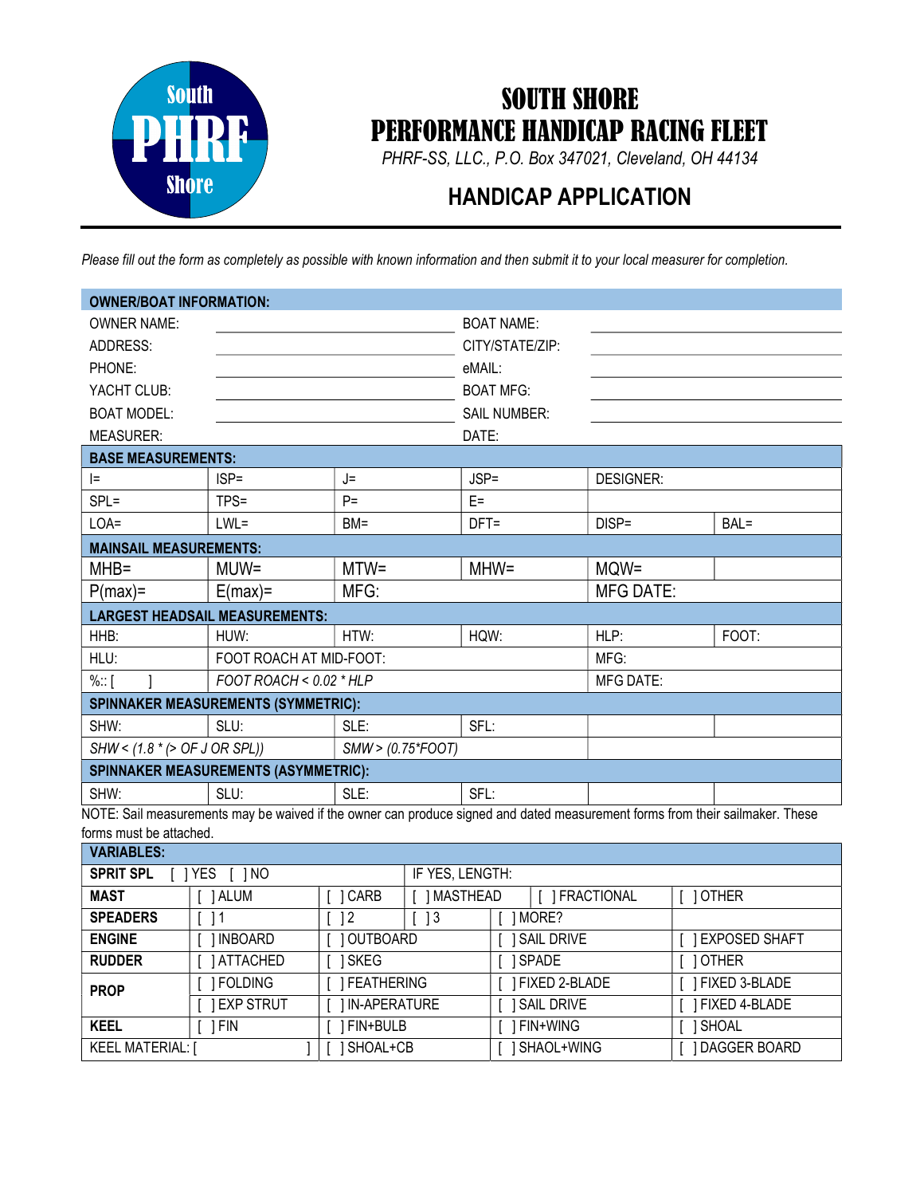# SOUTH SHORE PERFORMANCE HANDICAP RACING FLEET

*PHRF-SS, LLC., P.O. Box 347021, Cleveland, OH 44134*

## HANDICAP APPLICATION

*Please fill out the form as completely as possible with known information and then submit it to your local measurer for completion.*

| **OWNER/BOAT INFORMATION:** | | | |
|---|---|---|---|
| OWNER NAME: | | BOAT NAME: | |
| ADDRESS: | | CITY/STATE/ZIP: | |
| PHONE: | | eMAIL: | |
| YACHT CLUB: | | BOAT MFG: | |
| BOAT MODEL: | | SAIL NUMBER: | |
| MEASURER: | | DATE: | |

| **BASE MEASUREMENTS:** | | | | | |
|---|---|---|---|---|---|
| I= | ISP= | J= | JSP= | DESIGNER: | |
| SPL= | TPS= | P= | E= | | |
| LOA= | LWL= | BM= | DFT= | DISP= | BAL= |
| **MAINSAIL MEASUREMENTS:** | | | | | |
| MHB= | MUW= | MTW= | MHW= | MQW= | |
| P(max)= | E(max)= | MFG: | | MFG DATE: | |
| **LARGEST HEADSAIL MEASUREMENTS:** | | | | | |
| HHB: | HUW: | HTW: | HQW: | HLP: | FOOT: |
| HLU: | FOOT ROACH AT MID-FOOT: | | | MFG: | |
| %:: [ ] | *FOOT ROACH < 0.02 * HLP* | | | MFG DATE: | |
| **SPINNAKER MEASUREMENTS (SYMMETRIC):** | | | | | |
| SHW: | SLU: | SLE: | SFL: | | |
| *SHW < (1.8 * (> OF J OR SPL))* | | *SMW > (0.75*FOOT)* | | | |
| **SPINNAKER MEASUREMENTS (ASYMMETRIC):** | | | | | |
| SHW: | SLU: | SLE: | SFL: | | |

NOTE: Sail measurements may be waived if the owner can produce signed and dated measurement forms from their sailmaker. These forms must be attached.

| **VARIABLES:** | | | | | |
|---|---|---|---|---|---|
| **SPRIT SPL** [ ] YES [ ] NO | | | IF YES, LENGTH: | | |
| **MAST** | [ ] ALUM | [ ] CARB | [ ] MASTHEAD | [ ] FRACTIONAL | [ ] OTHER |
| **SPEADERS** | [ ] 1 | [ ] 2 | [ ] 3 | [ ] MORE? | |
| **ENGINE** | [ ] INBOARD | [ ] OUTBOARD | | [ ] SAIL DRIVE | [ ] EXPOSED SHAFT |
| **RUDDER** | [ ] ATTACHED | [ ] SKEG | | [ ] SPADE | [ ] OTHER |
| **PROP** | [ ] FOLDING | [ ] FEATHERING | | [ ] FIXED 2-BLADE | [ ] FIXED 3-BLADE |
| | [ ] EXP STRUT | [ ] IN-APERATURE | | [ ] SAIL DRIVE | [ ] FIXED 4-BLADE |
| **KEEL** | [ ] FIN | [ ] FIN+BULB | | [ ] FIN+WING | [ ] SHOAL |
| KEEL MATERIAL: [ ] | | [ ] SHOAL+CB | | [ ] SHAOL+WING | [ ] DAGGER BOARD |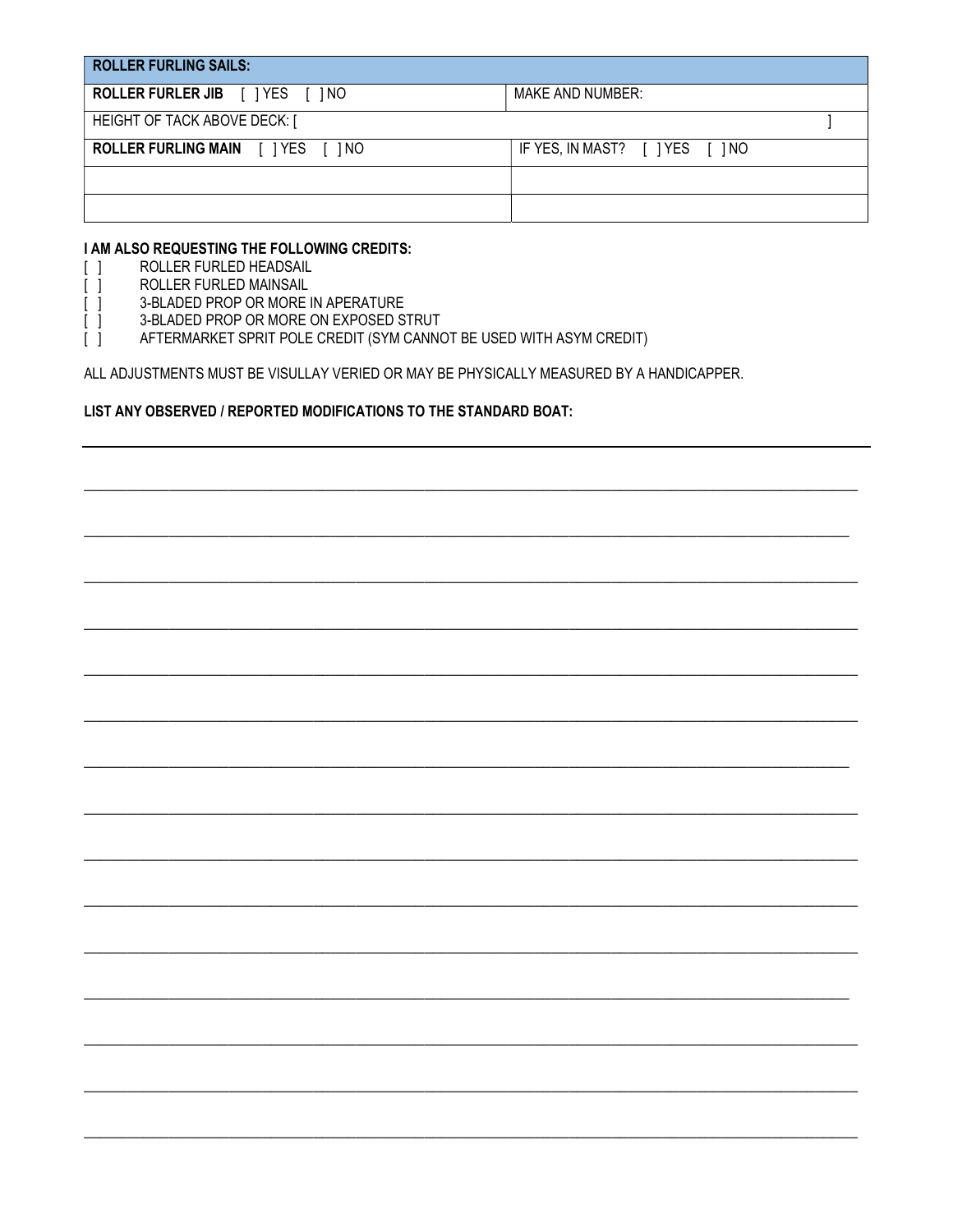| **ROLLER FURLING SAILS:** | |
|---|---|
| **ROLLER FURLER JIB** [ ] YES [ ] NO | MAKE AND NUMBER: |
| HEIGHT OF TACK ABOVE DECK: [ ] | |
| **ROLLER FURLING MAIN** [ ] YES [ ] NO | IF YES, IN MAST? [ ] YES [ ] NO |
| | |
| | |

**I AM ALSO REQUESTING THE FOLLOWING CREDITS:**

[ ] ROLLER FURLED HEADSAIL
[ ] ROLLER FURLED MAINSAIL
[ ] 3-BLADED PROP OR MORE IN APERATURE
[ ] 3-BLADED PROP OR MORE ON EXPOSED STRUT
[ ] AFTERMARKET SPRIT POLE CREDIT (SYM CANNOT BE USED WITH ASYM CREDIT)

ALL ADJUSTMENTS MUST BE VISULLAY VERIED OR MAY BE PHYSICALLY MEASURED BY A HANDICAPPER.

**LIST ANY OBSERVED / REPORTED MODIFICATIONS TO THE STANDARD BOAT:**

______________________________________________________________________________

______________________________________________________________________________

______________________________________________________________________________

______________________________________________________________________________

______________________________________________________________________________

______________________________________________________________________________

______________________________________________________________________________

______________________________________________________________________________

______________________________________________________________________________

______________________________________________________________________________

______________________________________________________________________________

______________________________________________________________________________

______________________________________________________________________________

______________________________________________________________________________

______________________________________________________________________________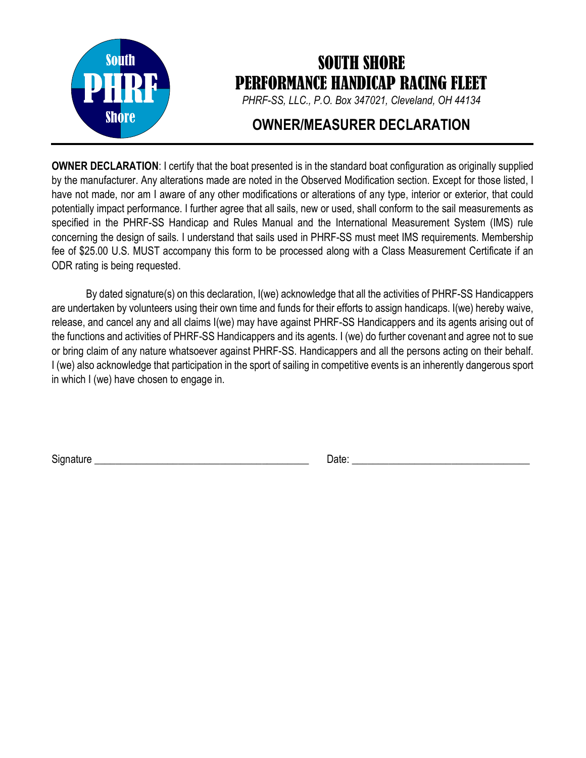South PHRF Shore

# SOUTH SHORE
# PERFORMANCE HANDICAP RACING FLEET

*PHRF-SS, LLC., P.O. Box 347021, Cleveland, OH 44134*

## OWNER/MEASURER DECLARATION

**OWNER DECLARATION**: I certify that the boat presented is in the standard boat configuration as originally supplied by the manufacturer. Any alterations made are noted in the Observed Modification section. Except for those listed, I have not made, nor am I aware of any other modifications or alterations of any type, interior or exterior, that could potentially impact performance. I further agree that all sails, new or used, shall conform to the sail measurements as specified in the PHRF-SS Handicap and Rules Manual and the International Measurement System (IMS) rule concerning the design of sails. I understand that sails used in PHRF-SS must meet IMS requirements. Membership fee of $25.00 U.S. MUST accompany this form to be processed along with a Class Measurement Certificate if an ODR rating is being requested.

By dated signature(s) on this declaration, I(we) acknowledge that all the activities of PHRF-SS Handicappers are undertaken by volunteers using their own time and funds for their efforts to assign handicaps. I(we) hereby waive, release, and cancel any and all claims I(we) may have against PHRF-SS Handicappers and its agents arising out of the functions and activities of PHRF-SS Handicappers and its agents. I (we) do further covenant and agree not to sue or bring claim of any nature whatsoever against PHRF-SS. Handicappers and all the persons acting on their behalf. I (we) also acknowledge that participation in the sport of sailing in competitive events is an inherently dangerous sport in which I (we) have chosen to engage in.

Signature ________________________________________ Date: _________________________________